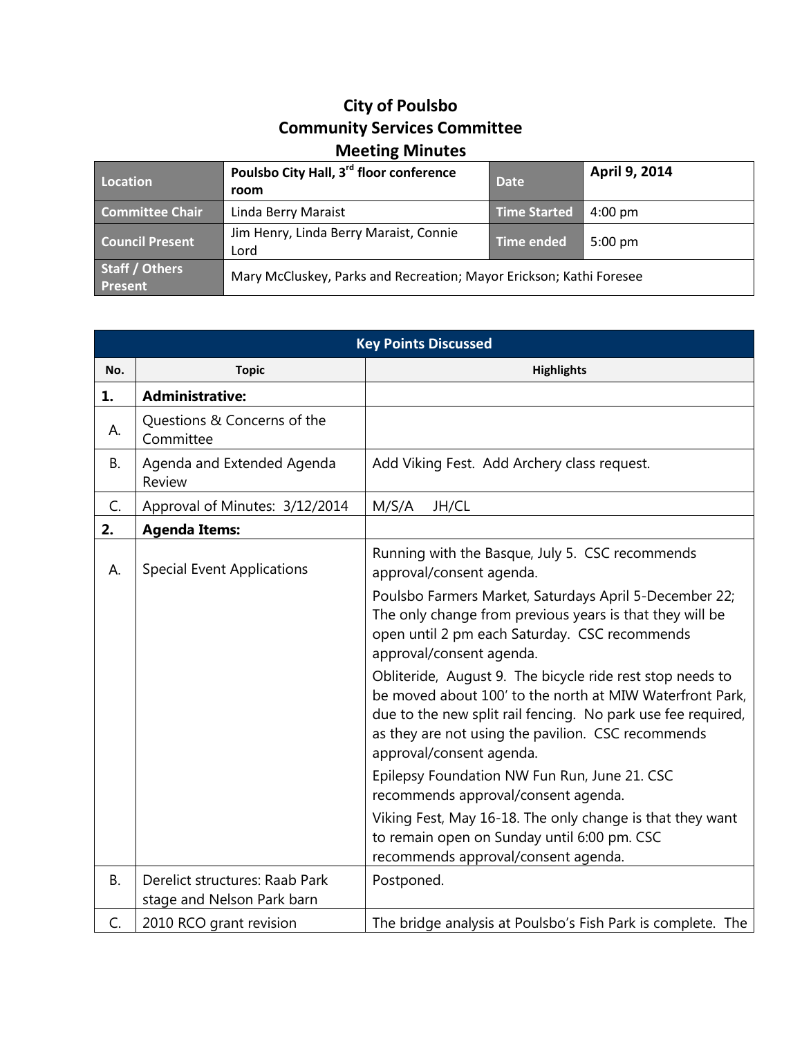# City of Poulsbo
## Community Services Committee
## Meeting Minutes

| Location | Poulsbo City Hall, 3rd floor conference room | Date | April 9, 2014 |
|---|---|---|---|
| Committee Chair | Linda Berry Maraist | Time Started | 4:00 pm |
| Council Present | Jim Henry, Linda Berry Maraist, Connie Lord | Time ended | 5:00 pm |
| Staff / Others Present | Mary McCluskey, Parks and Recreation; Mayor Erickson; Kathi Foresee | | |

| Key Points Discussed | | |
|---|---|---|
| **No.** | **Topic** | **Highlights** |
| **1.** | **Administrative:** | |
| A. | Questions & Concerns of the Committee | |
| B. | Agenda and Extended Agenda Review | Add Viking Fest. Add Archery class request. |
| C. | Approval of Minutes: 3/12/2014 | M/S/A JH/CL |
| **2.** | **Agenda Items:** | |
| A. | Special Event Applications | Running with the Basque, July 5. CSC recommends approval/consent agenda.<br><br>Poulsbo Farmers Market, Saturdays April 5-December 22; The only change from previous years is that they will be open until 2 pm each Saturday. CSC recommends approval/consent agenda.<br><br>Obliteride, August 9. The bicycle ride rest stop needs to be moved about 100' to the north at MIW Waterfront Park, due to the new split rail fencing. No park use fee required, as they are not using the pavilion. CSC recommends approval/consent agenda.<br><br>Epilepsy Foundation NW Fun Run, June 21. CSC recommends approval/consent agenda.<br><br>Viking Fest, May 16-18. The only change is that they want to remain open on Sunday until 6:00 pm. CSC recommends approval/consent agenda. |
| B. | Derelict structures: Raab Park stage and Nelson Park barn | Postponed. |
| C. | 2010 RCO grant revision | The bridge analysis at Poulsbo's Fish Park is complete. The |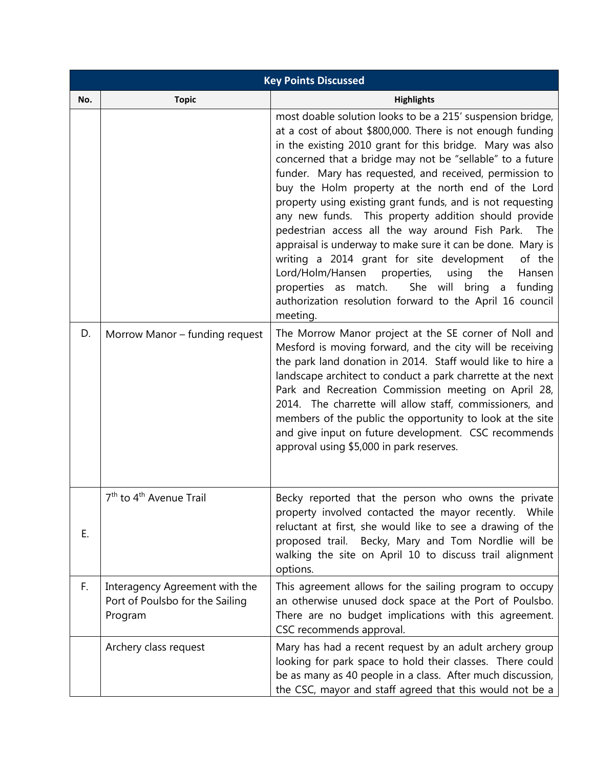| Key Points Discussed | | |
|---|---|---|
| **No.** | **Topic** | **Highlights** |
| | | most doable solution looks to be a 215' suspension bridge, at a cost of about $800,000. There is not enough funding in the existing 2010 grant for this bridge. Mary was also concerned that a bridge may not be "sellable" to a future funder. Mary has requested, and received, permission to buy the Holm property at the north end of the Lord property using existing grant funds, and is not requesting any new funds. This property addition should provide pedestrian access all the way around Fish Park. The appraisal is underway to make sure it can be done. Mary is writing a 2014 grant for site development of the Lord/Holm/Hansen properties, using the Hansen properties as match. She will bring a funding authorization resolution forward to the April 16 council meeting. |
| D. | Morrow Manor – funding request | The Morrow Manor project at the SE corner of Noll and Mesford is moving forward, and the city will be receiving the park land donation in 2014. Staff would like to hire a landscape architect to conduct a park charrette at the next Park and Recreation Commission meeting on April 28, 2014. The charrette will allow staff, commissioners, and members of the public the opportunity to look at the site and give input on future development. CSC recommends approval using $5,000 in park reserves. |
| E. | 7th to 4th Avenue Trail | Becky reported that the person who owns the private property involved contacted the mayor recently. While reluctant at first, she would like to see a drawing of the proposed trail. Becky, Mary and Tom Nordlie will be walking the site on April 10 to discuss trail alignment options. |
| F. | Interagency Agreement with the Port of Poulsbo for the Sailing Program | This agreement allows for the sailing program to occupy an otherwise unused dock space at the Port of Poulsbo. There are no budget implications with this agreement. CSC recommends approval. |
| | Archery class request | Mary has had a recent request by an adult archery group looking for park space to hold their classes. There could be as many as 40 people in a class. After much discussion, the CSC, mayor and staff agreed that this would not be a |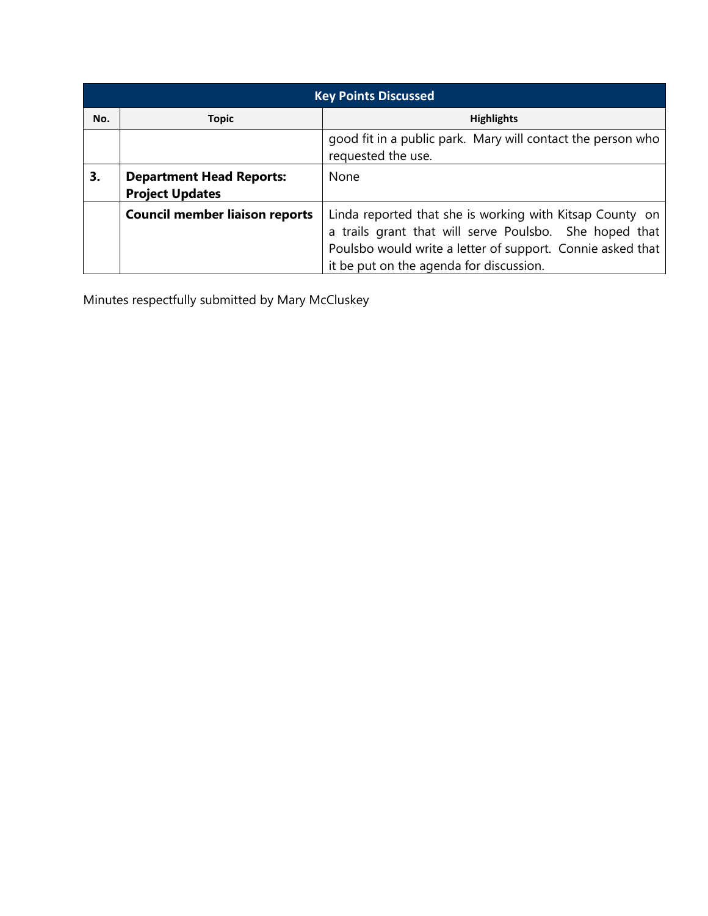| Key Points Discussed | | |
|---|---|---|
| **No.** | **Topic** | **Highlights** |
| | | good fit in a public park. Mary will contact the person who requested the use. |
| **3.** | **Department Head Reports: Project Updates** | None |
| | **Council member liaison reports** | Linda reported that she is working with Kitsap County on a trails grant that will serve Poulsbo. She hoped that Poulsbo would write a letter of support. Connie asked that it be put on the agenda for discussion. |

Minutes respectfully submitted by Mary McCluskey